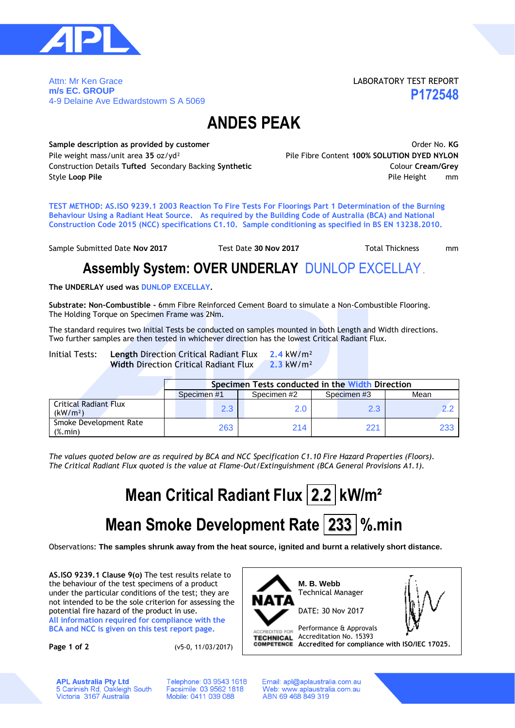Attn: Mr Ken Grace
**m/s EC. GROUP**
4-9 Delaine Ave Edwardstown S A 5069

LABORATORY TEST REPORT
**P172548**

# ANDES PEAK

**Sample description as provided by customer**

Order No. **KG**

Pile weight mass/unit area **35** oz/yd²

Pile Fibre Content **100% SOLUTION DYED NYLON**

Construction Details **Tufted** Secondary Backing **Synthetic**

Colour **Cream/Grey**

Style **Loop Pile**

Pile Height mm

**TEST METHOD: AS.ISO 9239.1 2003 Reaction To Fire Tests For Floorings Part 1 Determination of the Burning Behaviour Using a Radiant Heat Source. As required by the Building Code of Australia (BCA) and National Construction Code 2015 (NCC) specifications C1.10. Sample conditioning as specified in BS EN 13238.2010.**

Sample Submitted Date **Nov 2017** Test Date **30 Nov 2017** Total Thickness mm

## Assembly System: OVER UNDERLAY DUNLOP EXCELLAY

**The UNDERLAY used was** **DUNLOP EXCELLAY.**

**Substrate: Non-Combustible -** 6mm Fibre Reinforced Cement Board to simulate a Non-Combustible Flooring.
The Holding Torque on Specimen Frame was 2Nm.

The standard requires two Initial Tests be conducted on samples mounted in both Length and Width directions.
Two further samples are then tested in whichever direction has the lowest Critical Radiant Flux.

Initial Tests: **Length** Direction Critical Radiant Flux 2.4 kW/m²
**Width** Direction Critical Radiant Flux 2.3 kW/m²

| | **Specimen Tests conducted in the Width Direction** | | | |
|---|---|---|---|---|
| | Specimen #1 | Specimen #2 | Specimen #3 | Mean |
| Critical Radiant Flux (kW/m²) | 2.3 | 2.0 | 2.3 | 2.2 |
| Smoke Development Rate (%.min) | 263 | 214 | 221 | 233 |

*The values quoted below are as required by BCA and NCC Specification C1.10 Fire Hazard Properties (Floors).*
*The Critical Radiant Flux quoted is the value at Flame-Out/Extinguishment (BCA General Provisions A1.1).*

## Mean Critical Radiant Flux 2.2 kW/m²

## Mean Smoke Development Rate 233 %.min

Observations: **The samples shrunk away from the heat source, ignited and burnt a relatively short distance.**

**AS.ISO 9239.1 Clause 9(o)** The test results relate to the behaviour of the test specimens of a product under the particular conditions of the test; they are not intended to be the sole criterion for assessing the potential fire hazard of the product in use.
All information required for compliance with the BCA and NCC is given on this test report page.

(v5-0, 11/03/2017)

NATA ACCREDITED FOR TECHNICAL COMPETENCE

**M. B. Webb**
Technical Manager

DATE: 30 Nov 2017

Performance & Approvals
Accreditation No. 15393
**Accredited for compliance with ISO/IEC 17025.**

**APL Australia Pty Ltd**
5 Carinish Rd, Oakleigh South
Victoria 3167 Australia

Telephone: 03 9543 1618
Facsimile: 03 9562 1818
Mobile: 0411 039 088

Email: apl@aplaustralia.com.au
Web: www.aplaustralia.com.au
ABN 69 468 849 319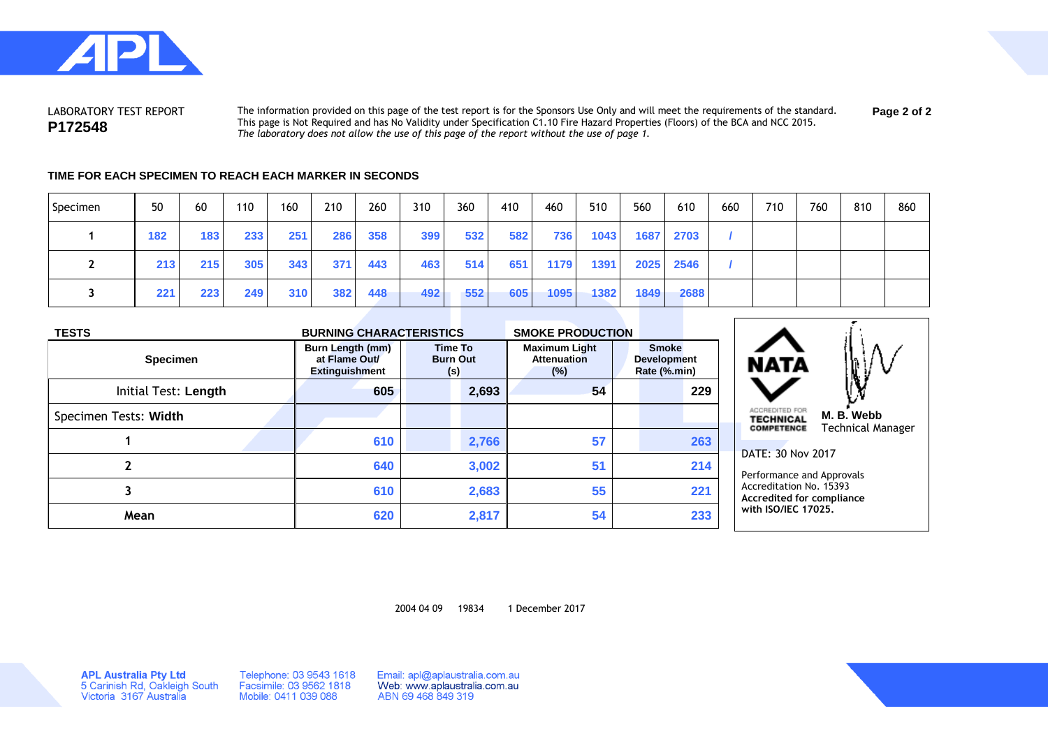LABORATORY TEST REPORT
**P172548**

The information provided on this page of the test report is for the Sponsors Use Only and will meet the requirements of the standard.
This page is Not Required and has No Validity under Specification C1.10 Fire Hazard Properties (Floors) of the BCA and NCC 2015.
*The laboratory does not allow the use of this page of the report without the use of page 1.*

### TIME FOR EACH SPECIMEN TO REACH EACH MARKER IN SECONDS

| Specimen | 50 | 60 | 110 | 160 | 210 | 260 | 310 | 360 | 410 | 460 | 510 | 560 | 610 | 660 | 710 | 760 | 810 | 860 |
|---|---|---|---|---|---|---|---|---|---|---|---|---|---|---|---|---|---|---|
| 1 | 182 | 183 | 233 | 251 | 286 | 358 | 399 | 532 | 582 | 736 | 1043 | 1687 | 2703 | / | | | | |
| 2 | 213 | 215 | 305 | 343 | 371 | 443 | 463 | 514 | 651 | 1179 | 1391 | 2025 | 2546 | / | | | | |
| 3 | 221 | 223 | 249 | 310 | 382 | 448 | 492 | 552 | 605 | 1095 | 1382 | 1849 | 2688 | | | | | |

| TESTS | BURNING CHARACTERISTICS | | SMOKE PRODUCTION | |
|---|---|---|---|---|
| Specimen | Burn Length (mm) at Flame Out/ Extinguishment | Time To Burn Out (s) | Maximum Light Attenuation (%) | Smoke Development Rate (%.min) |
| Initial Test: **Length** | 605 | 2,693 | 54 | 229 |
| Specimen Tests: **Width** | | | | |
| 1 | 610 | 2,766 | 57 | 263 |
| 2 | 640 | 3,002 | 51 | 214 |
| 3 | 610 | 2,683 | 55 | 221 |
| **Mean** | 620 | 2,817 | 54 | 233 |

NATA
ACCREDITED FOR TECHNICAL COMPETENCE

**M. B. Webb**
Technical Manager

DATE: 30 Nov 2017

Performance and Approvals
Accreditation No. 15393
**Accredited for compliance with ISO/IEC 17025.**

2004 04 09 19834 1 December 2017

**APL Australia Pty Ltd**
5 Carinish Rd, Oakleigh South
Victoria 3167 Australia

Telephone: 03 9543 1618
Facsimile: 03 9562 1818
Mobile: 0411 039 088

Email: apl@aplaustralia.com.au
Web: www.aplaustralia.com.au
ABN 69 468 849 319